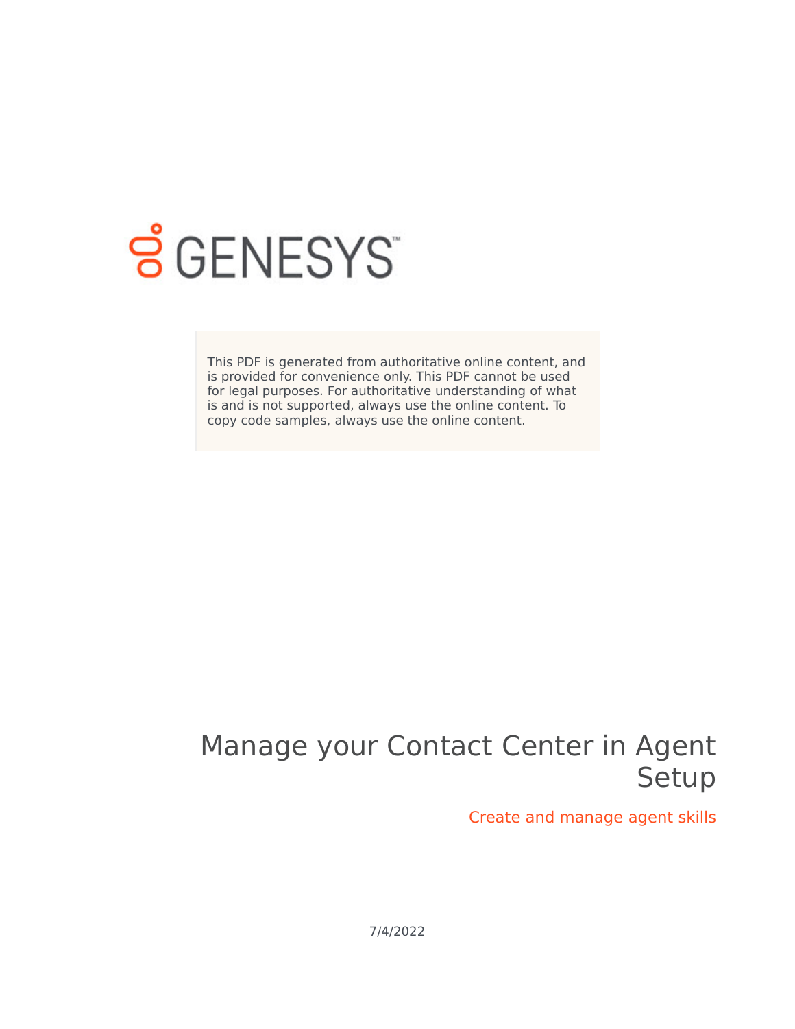GENESYS

This PDF is generated from authoritative online content, and is provided for convenience only. This PDF cannot be used for legal purposes. For authoritative understanding of what is and is not supported, always use the online content. To copy code samples, always use the online content.

# Manage your Contact Center in Agent Setup

## Create and manage agent skills

7/4/2022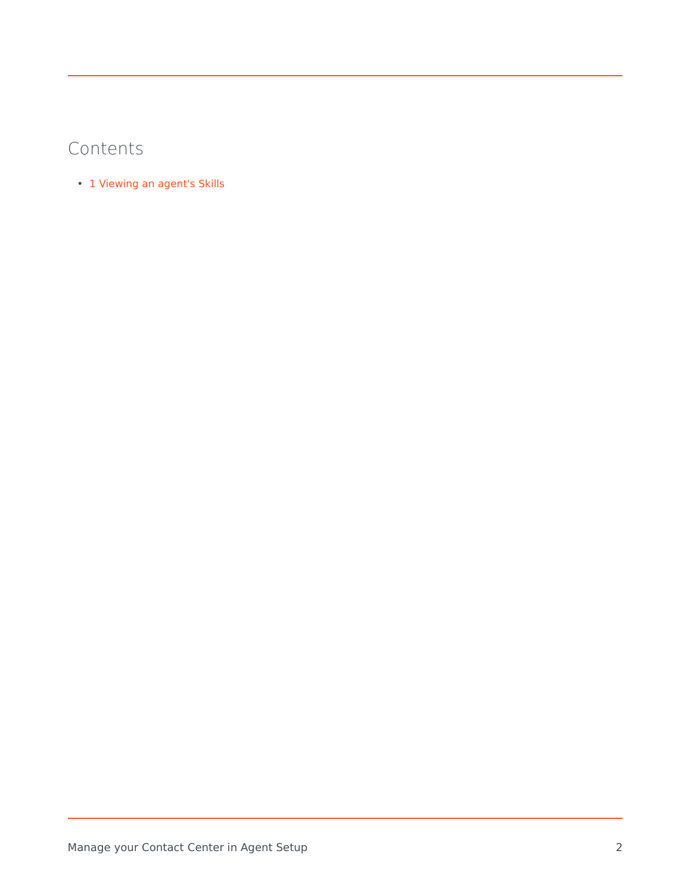## Contents

- 1 Viewing an agent's Skills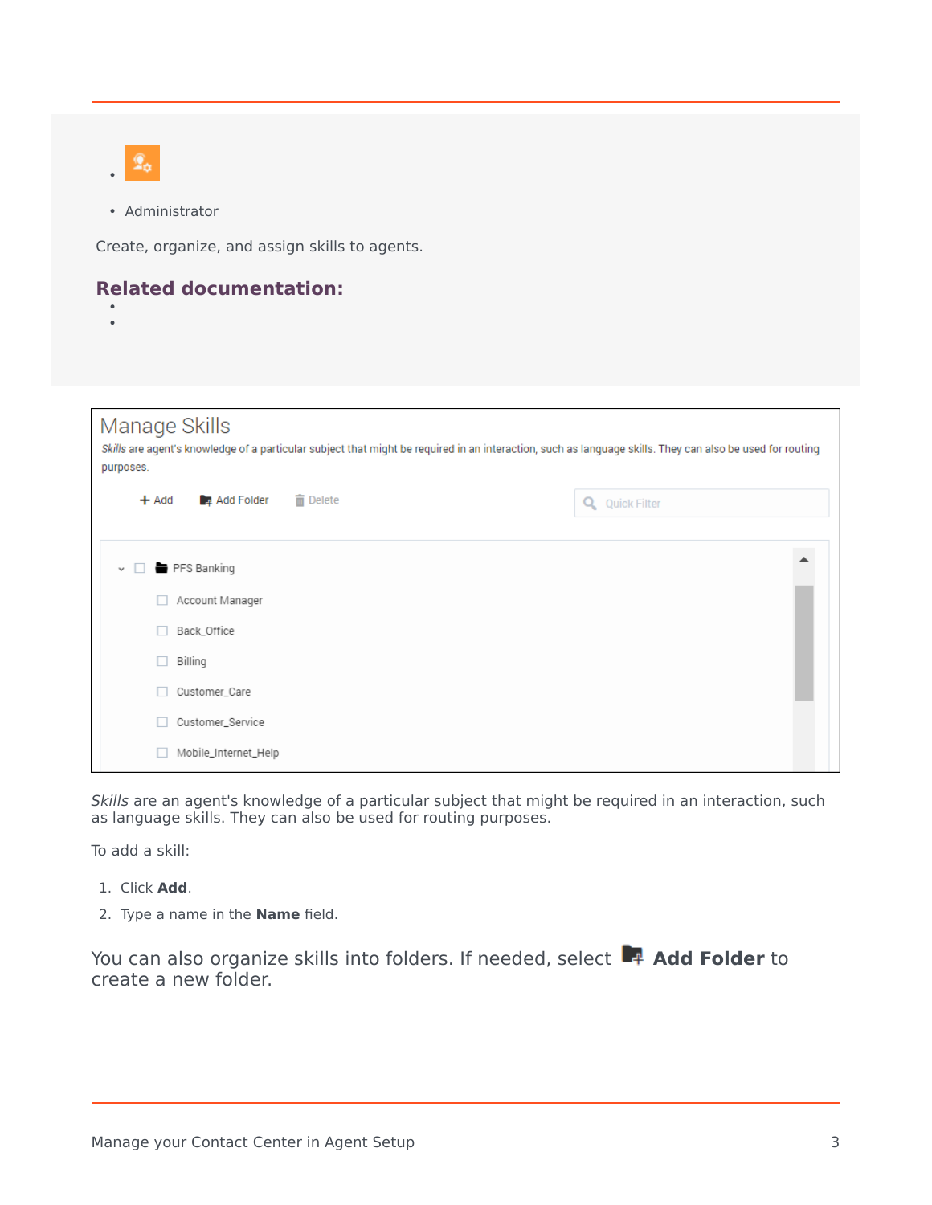- 
- Administrator

Create, organize, and assign skills to agents.

### Related documentation:

- 
- 

*Skills* are an agent's knowledge of a particular subject that might be required in an interaction, such as language skills. They can also be used for routing purposes.

To add a skill:

1. Click **Add**.
2. Type a name in the **Name** field.

You can also organize skills into folders. If needed, select **Add Folder** to create a new folder.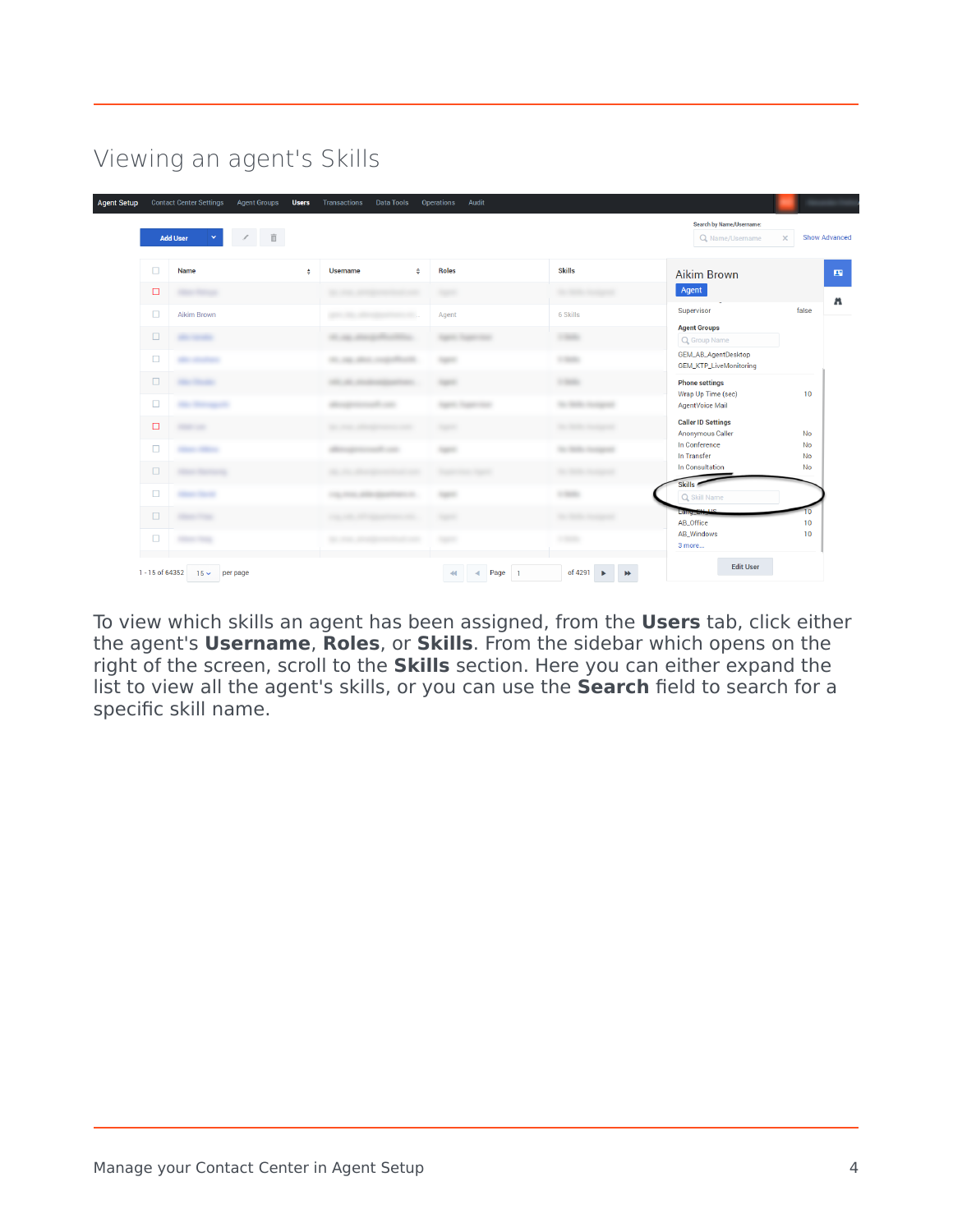## Viewing an agent's Skills

To view which skills an agent has been assigned, from the **Users** tab, click either the agent's **Username**, **Roles**, or **Skills**. From the sidebar which opens on the right of the screen, scroll to the **Skills** section. Here you can either expand the list to view all the agent's skills, or you can use the **Search** field to search for a specific skill name.